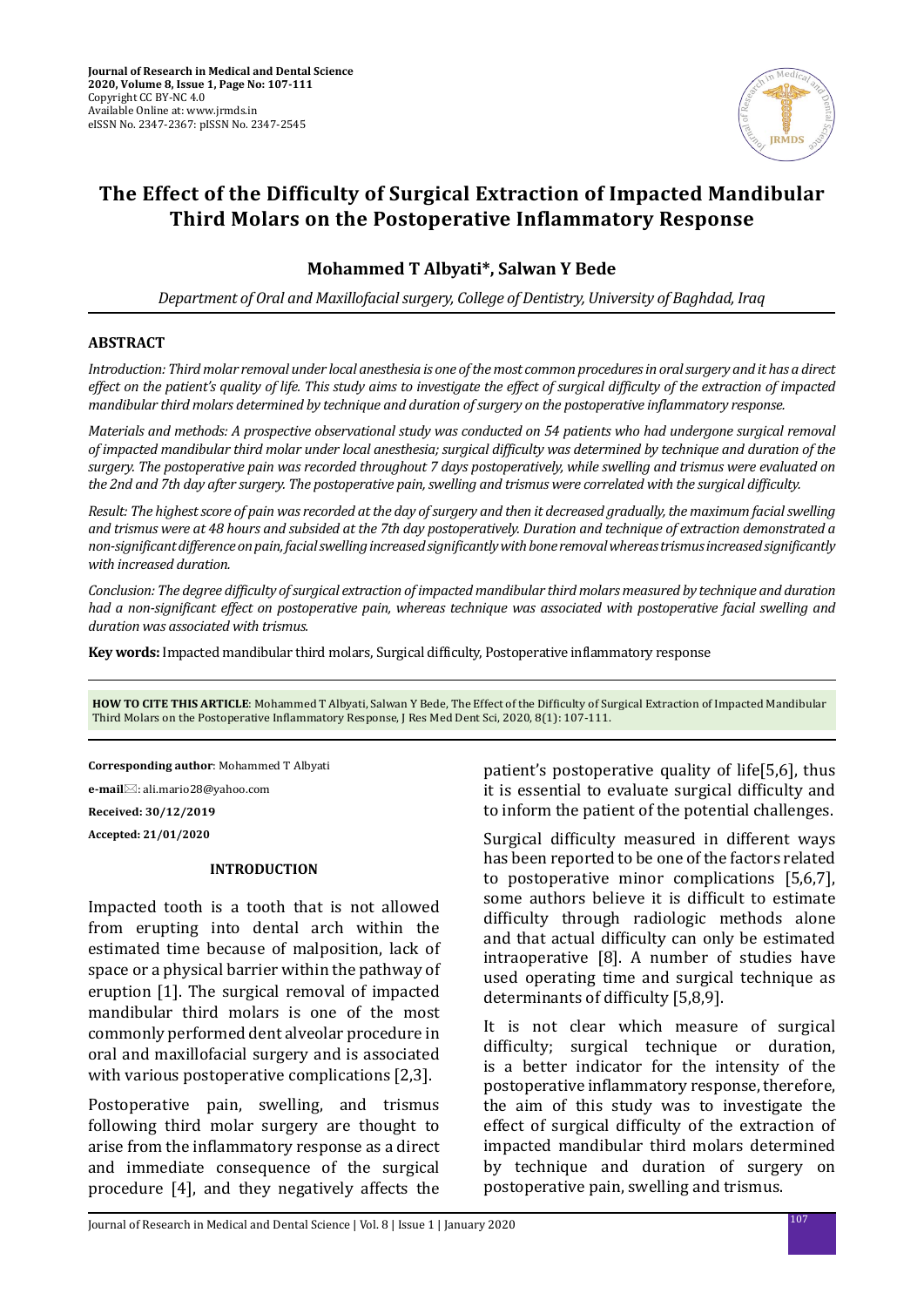Journal of Research in Medical and Dental Science
2020, Volume 8, Issue 1, Page No: 107-111
Copyright CC BY-NC 4.0
Available Online at: www.jrmds.in
eISSN No. 2347-2367: pISSN No. 2347-2545

# The Effect of the Difficulty of Surgical Extraction of Impacted Mandibular Third Molars on the Postoperative Inflammatory Response

**Mohammed T Albyati\*, Salwan Y Bede**

*Department of Oral and Maxillofacial surgery, College of Dentistry, University of Baghdad, Iraq*

## ABSTRACT

*Introduction: Third molar removal under local anesthesia is one of the most common procedures in oral surgery and it has a direct effect on the patient's quality of life. This study aims to investigate the effect of surgical difficulty of the extraction of impacted mandibular third molars determined by technique and duration of surgery on the postoperative inflammatory response.*

*Materials and methods: A prospective observational study was conducted on 54 patients who had undergone surgical removal of impacted mandibular third molar under local anesthesia; surgical difficulty was determined by technique and duration of the surgery. The postoperative pain was recorded throughout 7 days postoperatively, while swelling and trismus were evaluated on the 2nd and 7th day after surgery. The postoperative pain, swelling and trismus were correlated with the surgical difficulty.*

*Result: The highest score of pain was recorded at the day of surgery and then it decreased gradually, the maximum facial swelling and trismus were at 48 hours and subsided at the 7th day postoperatively. Duration and technique of extraction demonstrated a non-significant difference on pain, facial swelling increased significantly with bone removal whereas trismus increased significantly with increased duration.*

*Conclusion: The degree difficulty of surgical extraction of impacted mandibular third molars measured by technique and duration had a non-significant effect on postoperative pain, whereas technique was associated with postoperative facial swelling and duration was associated with trismus.*

**Key words:** Impacted mandibular third molars, Surgical difficulty, Postoperative inflammatory response

**HOW TO CITE THIS ARTICLE**: Mohammed T Albyati, Salwan Y Bede, The Effect of the Difficulty of Surgical Extraction of Impacted Mandibular Third Molars on the Postoperative Inflammatory Response, J Res Med Dent Sci, 2020, 8(1): 107-111.

**Corresponding author**: Mohammed T Albyati

**e-mail**: ali.mario28@yahoo.com

**Received: 30/12/2019**

**Accepted: 21/01/2020**

## INTRODUCTION

Impacted tooth is a tooth that is not allowed from erupting into dental arch within the estimated time because of malposition, lack of space or a physical barrier within the pathway of eruption [1]. The surgical removal of impacted mandibular third molars is one of the most commonly performed dent alveolar procedure in oral and maxillofacial surgery and is associated with various postoperative complications [2,3].

Postoperative pain, swelling, and trismus following third molar surgery are thought to arise from the inflammatory response as a direct and immediate consequence of the surgical procedure [4], and they negatively affects the patient's postoperative quality of life[5,6], thus it is essential to evaluate surgical difficulty and to inform the patient of the potential challenges.

Surgical difficulty measured in different ways has been reported to be one of the factors related to postoperative minor complications [5,6,7], some authors believe it is difficult to estimate difficulty through radiologic methods alone and that actual difficulty can only be estimated intraoperative [8]. A number of studies have used operating time and surgical technique as determinants of difficulty [5,8,9].

It is not clear which measure of surgical difficulty; surgical technique or duration, is a better indicator for the intensity of the postoperative inflammatory response, therefore, the aim of this study was to investigate the effect of surgical difficulty of the extraction of impacted mandibular third molars determined by technique and duration of surgery on postoperative pain, swelling and trismus.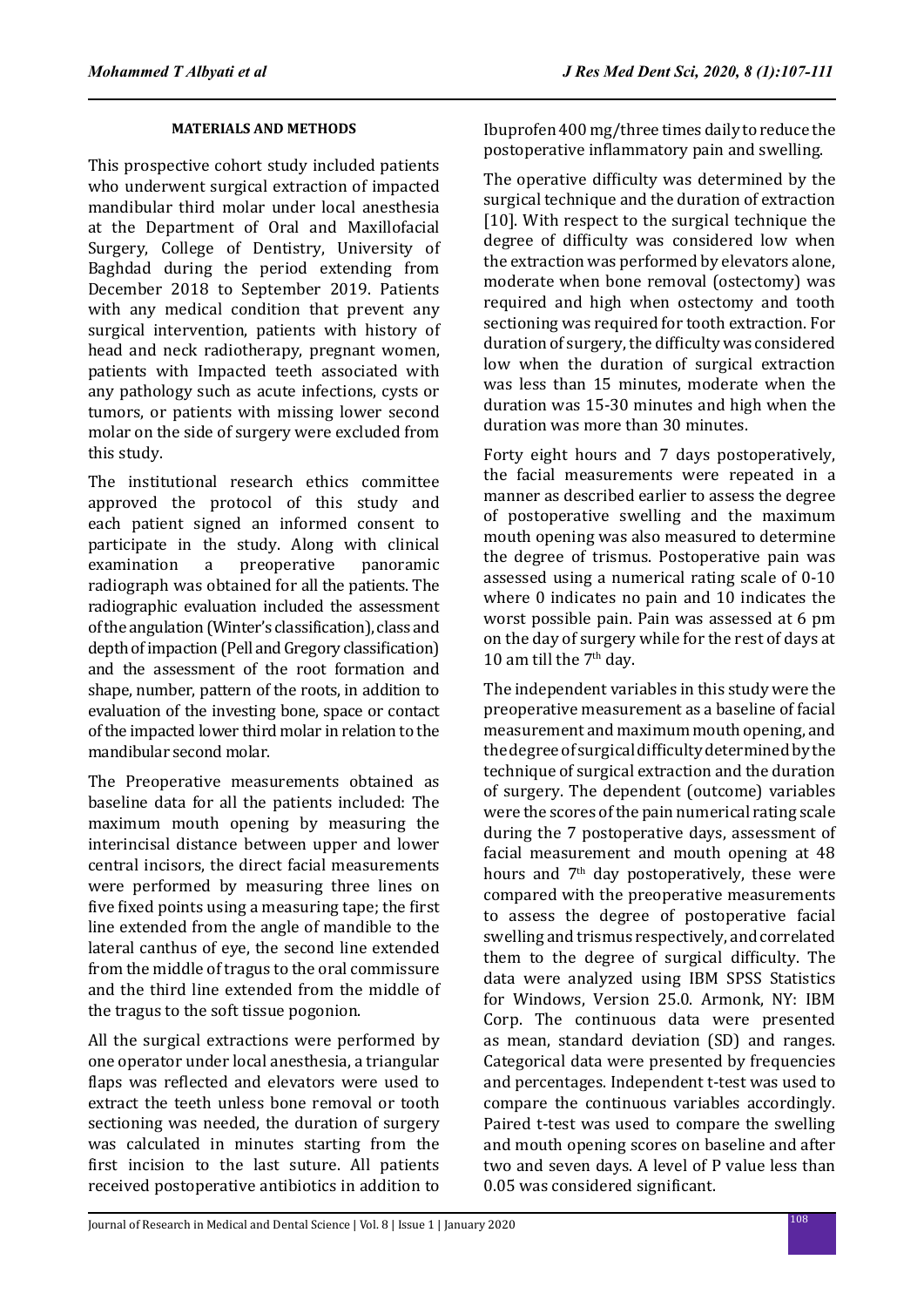## MATERIALS AND METHODS

This prospective cohort study included patients who underwent surgical extraction of impacted mandibular third molar under local anesthesia at the Department of Oral and Maxillofacial Surgery, College of Dentistry, University of Baghdad during the period extending from December 2018 to September 2019. Patients with any medical condition that prevent any surgical intervention, patients with history of head and neck radiotherapy, pregnant women, patients with Impacted teeth associated with any pathology such as acute infections, cysts or tumors, or patients with missing lower second molar on the side of surgery were excluded from this study.

The institutional research ethics committee approved the protocol of this study and each patient signed an informed consent to participate in the study. Along with clinical examination a preoperative panoramic radiograph was obtained for all the patients. The radiographic evaluation included the assessment of the angulation (Winter's classification), class and depth of impaction (Pell and Gregory classification) and the assessment of the root formation and shape, number, pattern of the roots, in addition to evaluation of the investing bone, space or contact of the impacted lower third molar in relation to the mandibular second molar.

The Preoperative measurements obtained as baseline data for all the patients included: The maximum mouth opening by measuring the interincisal distance between upper and lower central incisors, the direct facial measurements were performed by measuring three lines on five fixed points using a measuring tape; the first line extended from the angle of mandible to the lateral canthus of eye, the second line extended from the middle of tragus to the oral commissure and the third line extended from the middle of the tragus to the soft tissue pogonion.

All the surgical extractions were performed by one operator under local anesthesia, a triangular flaps was reflected and elevators were used to extract the teeth unless bone removal or tooth sectioning was needed, the duration of surgery was calculated in minutes starting from the first incision to the last suture. All patients received postoperative antibiotics in addition to Ibuprofen 400 mg/three times daily to reduce the postoperative inflammatory pain and swelling.

The operative difficulty was determined by the surgical technique and the duration of extraction [10]. With respect to the surgical technique the degree of difficulty was considered low when the extraction was performed by elevators alone, moderate when bone removal (ostectomy) was required and high when ostectomy and tooth sectioning was required for tooth extraction. For duration of surgery, the difficulty was considered low when the duration of surgical extraction was less than 15 minutes, moderate when the duration was 15-30 minutes and high when the duration was more than 30 minutes.

Forty eight hours and 7 days postoperatively, the facial measurements were repeated in a manner as described earlier to assess the degree of postoperative swelling and the maximum mouth opening was also measured to determine the degree of trismus. Postoperative pain was assessed using a numerical rating scale of 0-10 where 0 indicates no pain and 10 indicates the worst possible pain. Pain was assessed at 6 pm on the day of surgery while for the rest of days at 10 am till the 7th day.

The independent variables in this study were the preoperative measurement as a baseline of facial measurement and maximum mouth opening, and the degree of surgical difficulty determined by the technique of surgical extraction and the duration of surgery. The dependent (outcome) variables were the scores of the pain numerical rating scale during the 7 postoperative days, assessment of facial measurement and mouth opening at 48 hours and 7th day postoperatively, these were compared with the preoperative measurements to assess the degree of postoperative facial swelling and trismus respectively, and correlated them to the degree of surgical difficulty. The data were analyzed using IBM SPSS Statistics for Windows, Version 25.0. Armonk, NY: IBM Corp. The continuous data were presented as mean, standard deviation (SD) and ranges. Categorical data were presented by frequencies and percentages. Independent t-test was used to compare the continuous variables accordingly. Paired t-test was used to compare the swelling and mouth opening scores on baseline and after two and seven days. A level of P value less than 0.05 was considered significant.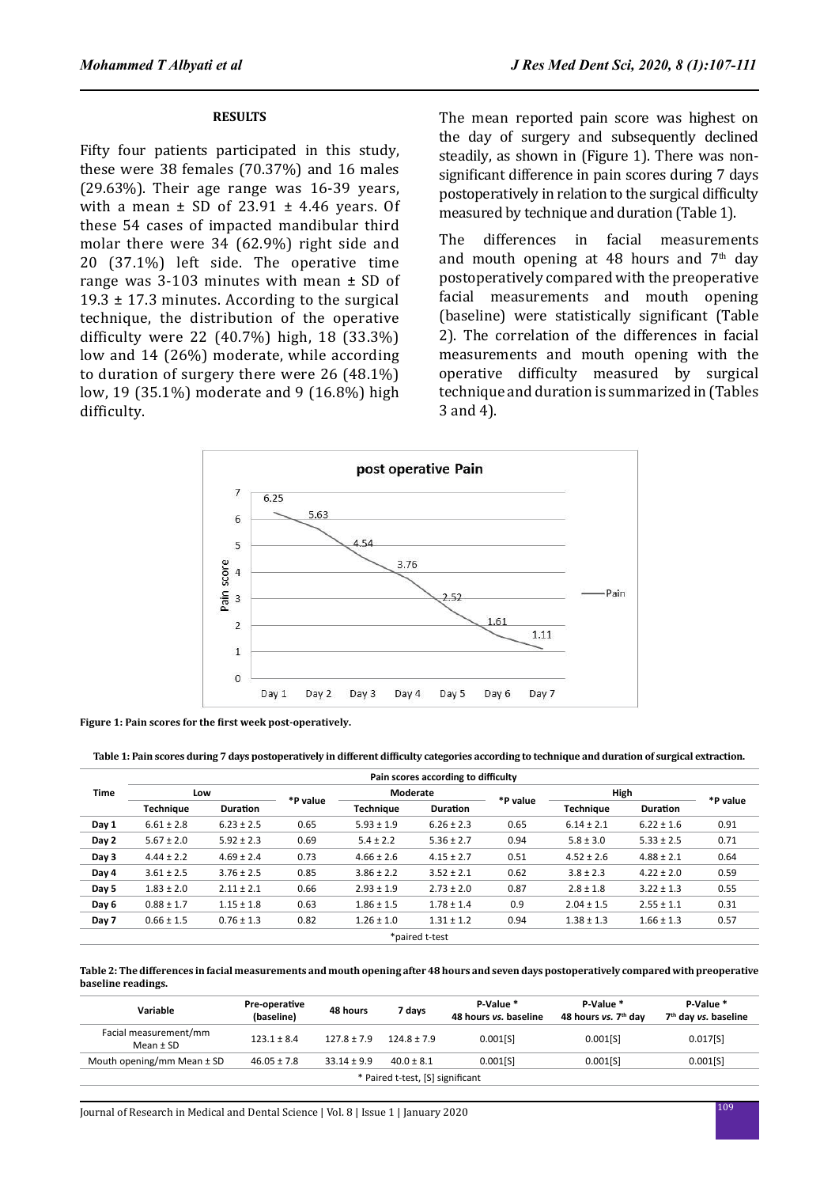## RESULTS

Fifty four patients participated in this study, these were 38 females (70.37%) and 16 males (29.63%). Their age range was 16-39 years, with a mean ± SD of 23.91 ± 4.46 years. Of these 54 cases of impacted mandibular third molar there were 34 (62.9%) right side and 20 (37.1%) left side. The operative time range was 3-103 minutes with mean ± SD of 19.3 ± 17.3 minutes. According to the surgical technique, the distribution of the operative difficulty were 22 (40.7%) high, 18 (33.3%) low and 14 (26%) moderate, while according to duration of surgery there were 26 (48.1%) low, 19 (35.1%) moderate and 9 (16.8%) high difficulty.

The mean reported pain score was highest on the day of surgery and subsequently declined steadily, as shown in (Figure 1). There was non-significant difference in pain scores during 7 days postoperatively in relation to the surgical difficulty measured by technique and duration (Table 1).

The differences in facial measurements and mouth opening at 48 hours and 7th day postoperatively compared with the preoperative facial measurements and mouth opening (baseline) were statistically significant (Table 2). The correlation of the differences in facial measurements and mouth opening with the operative difficulty measured by surgical technique and duration is summarized in (Tables 3 and 4).

**Figure 1: Pain scores for the first week post-operatively.**

**Table 1: Pain scores during 7 days postoperatively in different difficulty categories according to technique and duration of surgical extraction.**

| Time | Pain scores according to difficulty | | | | | | | | |
|---|---|---|---|---|---|---|---|---|---|
| | Low | | *P value | Moderate | | *P value | High | | *P value |
| | Technique | Duration | | Technique | Duration | | Technique | Duration | |
| Day 1 | 6.61 ± 2.8 | 6.23 ± 2.5 | 0.65 | 5.93 ± 1.9 | 6.26 ± 2.3 | 0.65 | 6.14 ± 2.1 | 6.22 ± 1.6 | 0.91 |
| Day 2 | 5.67 ± 2.0 | 5.92 ± 2.3 | 0.69 | 5.4 ± 2.2 | 5.36 ± 2.7 | 0.94 | 5.8 ± 3.0 | 5.33 ± 2.5 | 0.71 |
| Day 3 | 4.44 ± 2.2 | 4.69 ± 2.4 | 0.73 | 4.66 ± 2.6 | 4.15 ± 2.7 | 0.51 | 4.52 ± 2.6 | 4.88 ± 2.1 | 0.64 |
| Day 4 | 3.61 ± 2.5 | 3.76 ± 2.5 | 0.85 | 3.86 ± 2.2 | 3.52 ± 2.1 | 0.62 | 3.8 ± 2.3 | 4.22 ± 2.0 | 0.59 |
| Day 5 | 1.83 ± 2.0 | 2.11 ± 2.1 | 0.66 | 2.93 ± 1.9 | 2.73 ± 2.0 | 0.87 | 2.8 ± 1.8 | 3.22 ± 1.3 | 0.55 |
| Day 6 | 0.88 ± 1.7 | 1.15 ± 1.8 | 0.63 | 1.86 ± 1.5 | 1.78 ± 1.4 | 0.9 | 2.04 ± 1.5 | 2.55 ± 1.1 | 0.31 |
| Day 7 | 0.66 ± 1.5 | 0.76 ± 1.3 | 0.82 | 1.26 ± 1.0 | 1.31 ± 1.2 | 0.94 | 1.38 ± 1.3 | 1.66 ± 1.3 | 0.57 |

*paired t-test

**Table 2: The differences in facial measurements and mouth opening after 48 hours and seven days postoperatively compared with preoperative baseline readings.**

| Variable | Pre-operative (baseline) | 48 hours | 7 days | P-Value * 48 hours *vs.* baseline | P-Value * 48 hours *vs.* 7th day | P-Value * 7th day *vs.* baseline |
|---|---|---|---|---|---|---|
| Facial measurement/mm Mean ± SD | 123.1 ± 8.4 | 127.8 ± 7.9 | 124.8 ± 7.9 | 0.001[S] | 0.001[S] | 0.017[S] |
| Mouth opening/mm Mean ± SD | 46.05 ± 7.8 | 33.14 ± 9.9 | 40.0 ± 8.1 | 0.001[S] | 0.001[S] | 0.001[S] |

* Paired t-test, [S] significant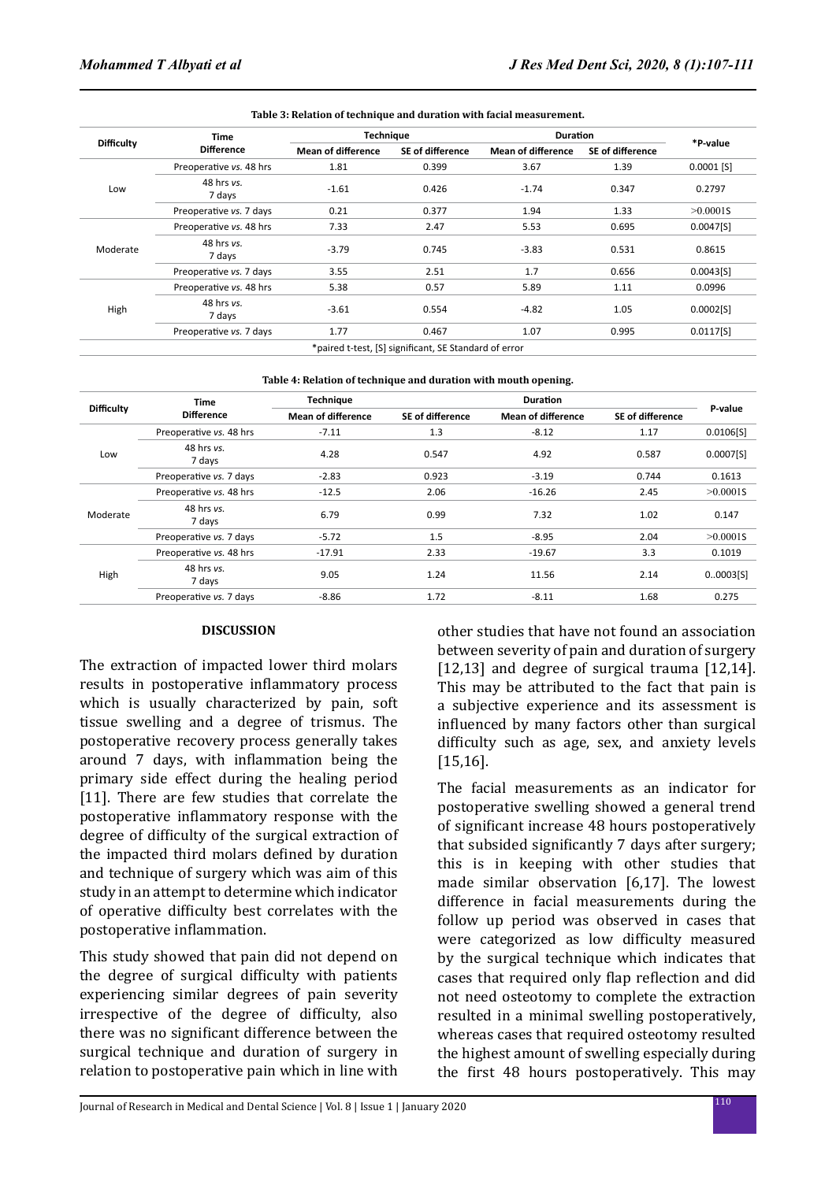**Table 3: Relation of technique and duration with facial measurement.**

| Difficulty | Time Difference | Technique | | Duration | | *P-value |
|---|---|---|---|---|---|---|
| | | Mean of difference | SE of difference | Mean of difference | SE of difference | |
| Low | Preoperative *vs.* 48 hrs | 1.81 | 0.399 | 3.67 | 1.39 | 0.0001 [S] |
| | 48 hrs *vs.* 7 days | -1.61 | 0.426 | -1.74 | 0.347 | 0.2797 |
| | Preoperative *vs.* 7 days | 0.21 | 0.377 | 1.94 | 1.33 | >0.0001S |
| Moderate | Preoperative *vs.* 48 hrs | 7.33 | 2.47 | 5.53 | 0.695 | 0.0047[S] |
| | 48 hrs *vs.* 7 days | -3.79 | 0.745 | -3.83 | 0.531 | 0.8615 |
| | Preoperative *vs.* 7 days | 3.55 | 2.51 | 1.7 | 0.656 | 0.0043[S] |
| High | Preoperative *vs.* 48 hrs | 5.38 | 0.57 | 5.89 | 1.11 | 0.0996 |
| | 48 hrs *vs.* 7 days | -3.61 | 0.554 | -4.82 | 1.05 | 0.0002[S] |
| | Preoperative *vs.* 7 days | 1.77 | 0.467 | 1.07 | 0.995 | 0.0117[S] |

*paired t-test, [S] significant, SE Standard of error

**Table 4: Relation of technique and duration with mouth opening.**

| Difficulty | Time Difference | Technique | | Duration | | P-value |
|---|---|---|---|---|---|---|
| | | Mean of difference | SE of difference | Mean of difference | SE of difference | |
| Low | Preoperative *vs.* 48 hrs | -7.11 | 1.3 | -8.12 | 1.17 | 0.0106[S] |
| | 48 hrs *vs.* 7 days | 4.28 | 0.547 | 4.92 | 0.587 | 0.0007[S] |
| | Preoperative *vs.* 7 days | -2.83 | 0.923 | -3.19 | 0.744 | 0.1613 |
| Moderate | Preoperative *vs.* 48 hrs | -12.5 | 2.06 | -16.26 | 2.45 | >0.0001S |
| | 48 hrs *vs.* 7 days | 6.79 | 0.99 | 7.32 | 1.02 | 0.147 |
| | Preoperative *vs.* 7 days | -5.72 | 1.5 | -8.95 | 2.04 | >0.0001S |
| High | Preoperative *vs.* 48 hrs | -17.91 | 2.33 | -19.67 | 3.3 | 0.1019 |
| | 48 hrs *vs.* 7 days | 9.05 | 1.24 | 11.56 | 2.14 | 0..0003[S] |
| | Preoperative *vs.* 7 days | -8.86 | 1.72 | -8.11 | 1.68 | 0.275 |

## DISCUSSION

The extraction of impacted lower third molars results in postoperative inflammatory process which is usually characterized by pain, soft tissue swelling and a degree of trismus. The postoperative recovery process generally takes around 7 days, with inflammation being the primary side effect during the healing period [11]. There are few studies that correlate the postoperative inflammatory response with the degree of difficulty of the surgical extraction of the impacted third molars defined by duration and technique of surgery which was aim of this study in an attempt to determine which indicator of operative difficulty best correlates with the postoperative inflammation.

This study showed that pain did not depend on the degree of surgical difficulty with patients experiencing similar degrees of pain severity irrespective of the degree of difficulty, also there was no significant difference between the surgical technique and duration of surgery in relation to postoperative pain which in line with other studies that have not found an association between severity of pain and duration of surgery [12,13] and degree of surgical trauma [12,14]. This may be attributed to the fact that pain is a subjective experience and its assessment is influenced by many factors other than surgical difficulty such as age, sex, and anxiety levels [15,16].

The facial measurements as an indicator for postoperative swelling showed a general trend of significant increase 48 hours postoperatively that subsided significantly 7 days after surgery; this is in keeping with other studies that made similar observation [6,17]. The lowest difference in facial measurements during the follow up period was observed in cases that were categorized as low difficulty measured by the surgical technique which indicates that cases that required only flap reflection and did not need osteotomy to complete the extraction resulted in a minimal swelling postoperatively, whereas cases that required osteotomy resulted the highest amount of swelling especially during the first 48 hours postoperatively. This may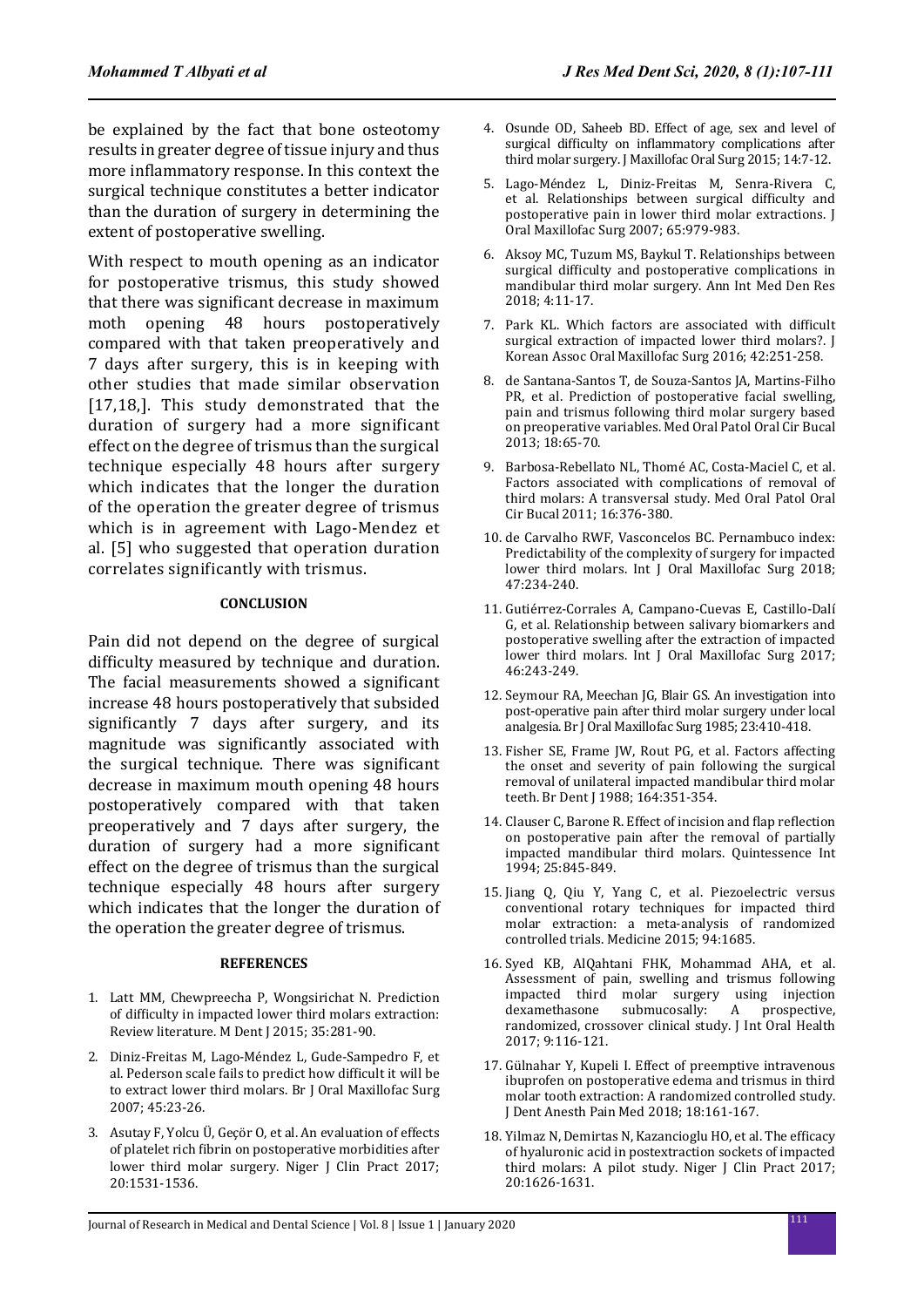be explained by the fact that bone osteotomy results in greater degree of tissue injury and thus more inflammatory response. In this context the surgical technique constitutes a better indicator than the duration of surgery in determining the extent of postoperative swelling.

With respect to mouth opening as an indicator for postoperative trismus, this study showed that there was significant decrease in maximum moth opening 48 hours postoperatively compared with that taken preoperatively and 7 days after surgery, this is in keeping with other studies that made similar observation [17,18,]. This study demonstrated that the duration of surgery had a more significant effect on the degree of trismus than the surgical technique especially 48 hours after surgery which indicates that the longer the duration of the operation the greater degree of trismus which is in agreement with Lago-Mendez et al. [5] who suggested that operation duration correlates significantly with trismus.

## CONCLUSION

Pain did not depend on the degree of surgical difficulty measured by technique and duration. The facial measurements showed a significant increase 48 hours postoperatively that subsided significantly 7 days after surgery, and its magnitude was significantly associated with the surgical technique. There was significant decrease in maximum mouth opening 48 hours postoperatively compared with that taken preoperatively and 7 days after surgery, the duration of surgery had a more significant effect on the degree of trismus than the surgical technique especially 48 hours after surgery which indicates that the longer the duration of the operation the greater degree of trismus.

## REFERENCES

1. Latt MM, Chewpreecha P, Wongsirichat N. Prediction of difficulty in impacted lower third molars extraction: Review literature. M Dent J 2015; 35:281-90.
2. Diniz-Freitas M, Lago-Méndez L, Gude-Sampedro F, et al. Pederson scale fails to predict how difficult it will be to extract lower third molars. Br J Oral Maxillofac Surg 2007; 45:23-26.
3. Asutay F, Yolcu Ü, Geçör O, et al. An evaluation of effects of platelet rich fibrin on postoperative morbidities after lower third molar surgery. Niger J Clin Pract 2017; 20:1531-1536.
4. Osunde OD, Saheeb BD. Effect of age, sex and level of surgical difficulty on inflammatory complications after third molar surgery. J Maxillofac Oral Surg 2015; 14:7-12.
5. Lago-Méndez L, Diniz-Freitas M, Senra-Rivera C, et al. Relationships between surgical difficulty and postoperative pain in lower third molar extractions. J Oral Maxillofac Surg 2007; 65:979-983.
6. Aksoy MC, Tuzum MS, Baykul T. Relationships between surgical difficulty and postoperative complications in mandibular third molar surgery. Ann Int Med Den Res 2018; 4:11-17.
7. Park KL. Which factors are associated with difficult surgical extraction of impacted lower third molars?. J Korean Assoc Oral Maxillofac Surg 2016; 42:251-258.
8. de Santana-Santos T, de Souza-Santos JA, Martins-Filho PR, et al. Prediction of postoperative facial swelling, pain and trismus following third molar surgery based on preoperative variables. Med Oral Patol Oral Cir Bucal 2013; 18:65-70.
9. Barbosa-Rebellato NL, Thomé AC, Costa-Maciel C, et al. Factors associated with complications of removal of third molars: A transversal study. Med Oral Patol Oral Cir Bucal 2011; 16:376-380.
10. de Carvalho RWF, Vasconcelos BC. Pernambuco index: Predictability of the complexity of surgery for impacted lower third molars. Int J Oral Maxillofac Surg 2018; 47:234-240.
11. Gutiérrez-Corrales A, Campano-Cuevas E, Castillo-Dalí G, et al. Relationship between salivary biomarkers and postoperative swelling after the extraction of impacted lower third molars. Int J Oral Maxillofac Surg 2017; 46:243-249.
12. Seymour RA, Meechan JG, Blair GS. An investigation into post-operative pain after third molar surgery under local analgesia. Br J Oral Maxillofac Surg 1985; 23:410-418.
13. Fisher SE, Frame JW, Rout PG, et al. Factors affecting the onset and severity of pain following the surgical removal of unilateral impacted mandibular third molar teeth. Br Dent J 1988; 164:351-354.
14. Clauser C, Barone R. Effect of incision and flap reflection on postoperative pain after the removal of partially impacted mandibular third molars. Quintessence Int 1994; 25:845-849.
15. Jiang Q, Qiu Y, Yang C, et al. Piezoelectric versus conventional rotary techniques for impacted third molar extraction: a meta-analysis of randomized controlled trials. Medicine 2015; 94:1685.
16. Syed KB, AlQahtani FHK, Mohammad AHA, et al. Assessment of pain, swelling and trismus following impacted third molar surgery using injection dexamethasone submucosally: A prospective, randomized, crossover clinical study. J Int Oral Health 2017; 9:116-121.
17. Gülnahar Y, Kupeli I. Effect of preemptive intravenous ibuprofen on postoperative edema and trismus in third molar tooth extraction: A randomized controlled study. J Dent Anesth Pain Med 2018; 18:161-167.
18. Yilmaz N, Demirtas N, Kazancioglu HO, et al. The efficacy of hyaluronic acid in postextraction sockets of impacted third molars: A pilot study. Niger J Clin Pract 2017; 20:1626-1631.